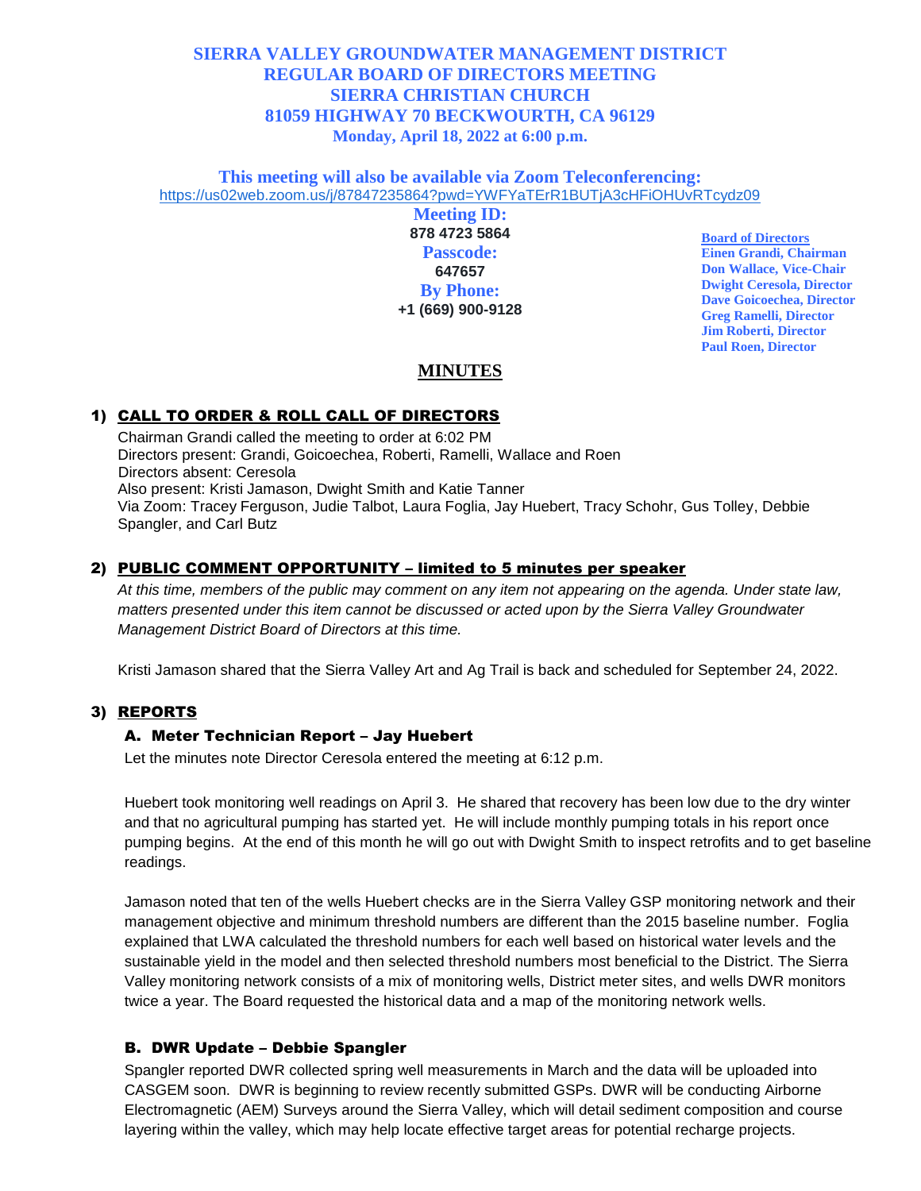# SIERRA VALLEY GROUNDWATER MANAGEMENT DISTRICT
# REGULAR BOARD OF DIRECTORS MEETING
# SIERRA CHRISTIAN CHURCH
# 81059 HIGHWAY 70 BECKWOURTH, CA 96129
**Monday, April 18, 2022 at 6:00 p.m.**

**This meeting will also be available via Zoom Teleconferencing:**
https://us02web.zoom.us/j/87847235864?pwd=YWFYaTErR1BUTjA3cHFiOHUvRTcydz09

**Meeting ID:**
**878 4723 5864**
**Passcode:**
**647657**
**By Phone:**
**+1 (669) 900-9128**

**Board of Directors**
**Einen Grandi, Chairman**
**Don Wallace, Vice-Chair**
**Dwight Ceresola, Director**
**Dave Goicoechea, Director**
**Greg Ramelli, Director**
**Jim Roberti, Director**
**Paul Roen, Director**

## MINUTES

### 1) CALL TO ORDER & ROLL CALL OF DIRECTORS

Chairman Grandi called the meeting to order at 6:02 PM
Directors present: Grandi, Goicoechea, Roberti, Ramelli, Wallace and Roen
Directors absent: Ceresola
Also present: Kristi Jamason, Dwight Smith and Katie Tanner
Via Zoom: Tracey Ferguson, Judie Talbot, Laura Foglia, Jay Huebert, Tracy Schohr, Gus Tolley, Debbie Spangler, and Carl Butz

### 2) PUBLIC COMMENT OPPORTUNITY – limited to 5 minutes per speaker

*At this time, members of the public may comment on any item not appearing on the agenda. Under state law, matters presented under this item cannot be discussed or acted upon by the Sierra Valley Groundwater Management District Board of Directors at this time.*

Kristi Jamason shared that the Sierra Valley Art and Ag Trail is back and scheduled for September 24, 2022.

### 3) REPORTS

#### A. Meter Technician Report – Jay Huebert

Let the minutes note Director Ceresola entered the meeting at 6:12 p.m.

Huebert took monitoring well readings on April 3. He shared that recovery has been low due to the dry winter and that no agricultural pumping has started yet. He will include monthly pumping totals in his report once pumping begins. At the end of this month he will go out with Dwight Smith to inspect retrofits and to get baseline readings.

Jamason noted that ten of the wells Huebert checks are in the Sierra Valley GSP monitoring network and their management objective and minimum threshold numbers are different than the 2015 baseline number. Foglia explained that LWA calculated the threshold numbers for each well based on historical water levels and the sustainable yield in the model and then selected threshold numbers most beneficial to the District. The Sierra Valley monitoring network consists of a mix of monitoring wells, District meter sites, and wells DWR monitors twice a year. The Board requested the historical data and a map of the monitoring network wells.

#### B. DWR Update – Debbie Spangler

Spangler reported DWR collected spring well measurements in March and the data will be uploaded into CASGEM soon. DWR is beginning to review recently submitted GSPs. DWR will be conducting Airborne Electromagnetic (AEM) Surveys around the Sierra Valley, which will detail sediment composition and course layering within the valley, which may help locate effective target areas for potential recharge projects.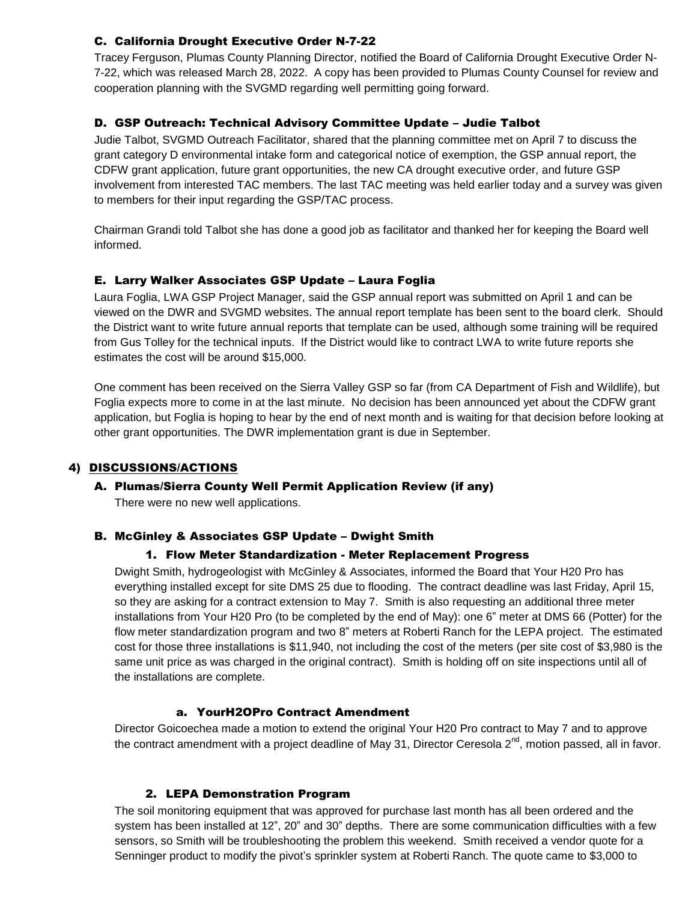### C. California Drought Executive Order N-7-22

Tracey Ferguson, Plumas County Planning Director, notified the Board of California Drought Executive Order N-7-22, which was released March 28, 2022. A copy has been provided to Plumas County Counsel for review and cooperation planning with the SVGMD regarding well permitting going forward.

### D. GSP Outreach: Technical Advisory Committee Update – Judie Talbot

Judie Talbot, SVGMD Outreach Facilitator, shared that the planning committee met on April 7 to discuss the grant category D environmental intake form and categorical notice of exemption, the GSP annual report, the CDFW grant application, future grant opportunities, the new CA drought executive order, and future GSP involvement from interested TAC members. The last TAC meeting was held earlier today and a survey was given to members for their input regarding the GSP/TAC process.

Chairman Grandi told Talbot she has done a good job as facilitator and thanked her for keeping the Board well informed.

### E. Larry Walker Associates GSP Update – Laura Foglia

Laura Foglia, LWA GSP Project Manager, said the GSP annual report was submitted on April 1 and can be viewed on the DWR and SVGMD websites. The annual report template has been sent to the board clerk. Should the District want to write future annual reports that template can be used, although some training will be required from Gus Tolley for the technical inputs. If the District would like to contract LWA to write future reports she estimates the cost will be around $15,000.

One comment has been received on the Sierra Valley GSP so far (from CA Department of Fish and Wildlife), but Foglia expects more to come in at the last minute. No decision has been announced yet about the CDFW grant application, but Foglia is hoping to hear by the end of next month and is waiting for that decision before looking at other grant opportunities. The DWR implementation grant is due in September.

## 4) DISCUSSIONS/ACTIONS

### A. Plumas/Sierra County Well Permit Application Review (if any)

There were no new well applications.

### B. McGinley & Associates GSP Update – Dwight Smith

#### 1. Flow Meter Standardization - Meter Replacement Progress

Dwight Smith, hydrogeologist with McGinley & Associates, informed the Board that Your H20 Pro has everything installed except for site DMS 25 due to flooding. The contract deadline was last Friday, April 15, so they are asking for a contract extension to May 7. Smith is also requesting an additional three meter installations from Your H20 Pro (to be completed by the end of May): one 6" meter at DMS 66 (Potter) for the flow meter standardization program and two 8" meters at Roberti Ranch for the LEPA project. The estimated cost for those three installations is $11,940, not including the cost of the meters (per site cost of $3,980 is the same unit price as was charged in the original contract). Smith is holding off on site inspections until all of the installations are complete.

##### a. YourH2OPro Contract Amendment

Director Goicoechea made a motion to extend the original Your H20 Pro contract to May 7 and to approve the contract amendment with a project deadline of May 31, Director Ceresola 2nd, motion passed, all in favor.

#### 2. LEPA Demonstration Program

The soil monitoring equipment that was approved for purchase last month has all been ordered and the system has been installed at 12", 20" and 30" depths. There are some communication difficulties with a few sensors, so Smith will be troubleshooting the problem this weekend. Smith received a vendor quote for a Senninger product to modify the pivot's sprinkler system at Roberti Ranch. The quote came to $3,000 to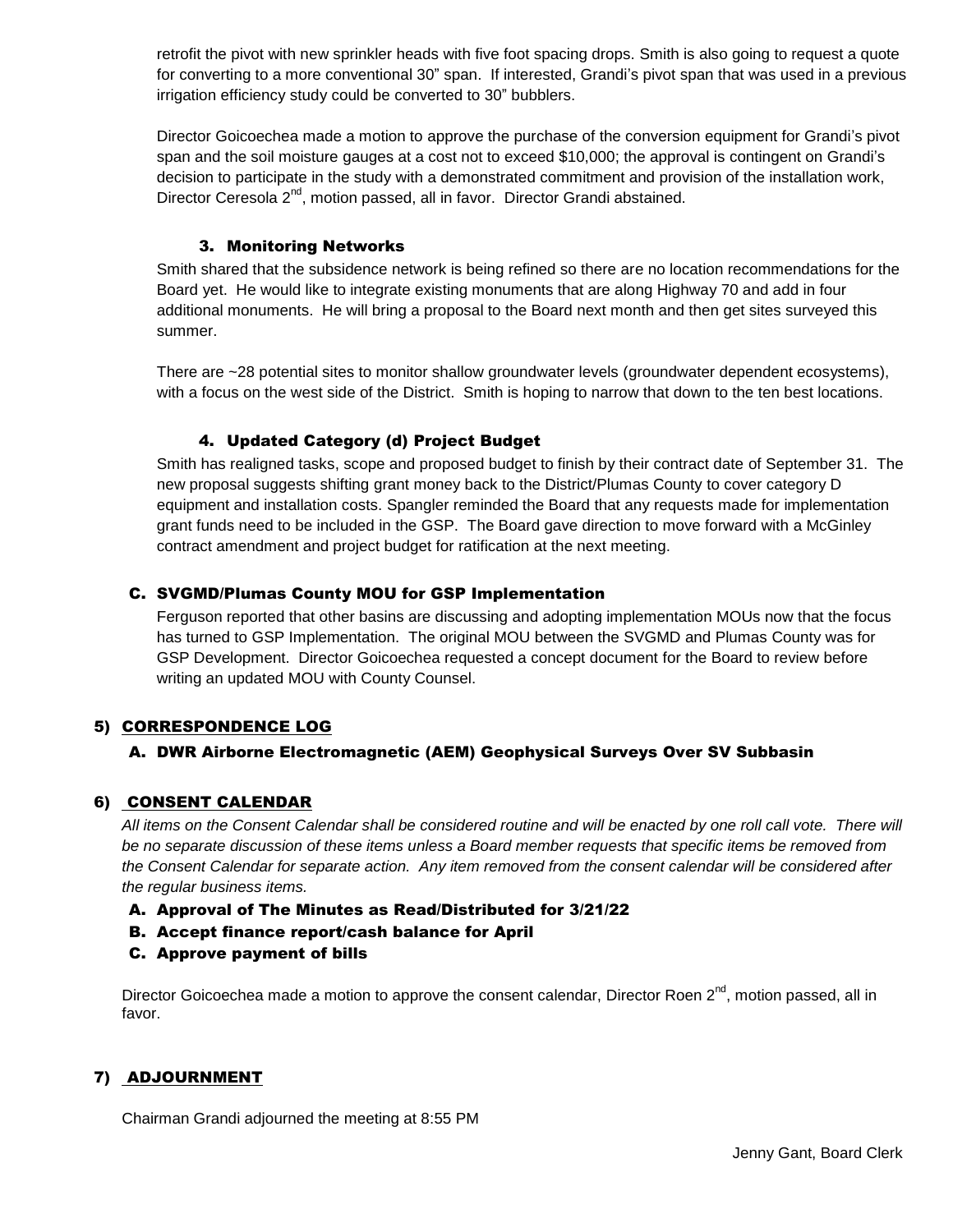retrofit the pivot with new sprinkler heads with five foot spacing drops. Smith is also going to request a quote for converting to a more conventional 30" span. If interested, Grandi's pivot span that was used in a previous irrigation efficiency study could be converted to 30" bubblers.

Director Goicoechea made a motion to approve the purchase of the conversion equipment for Grandi's pivot span and the soil moisture gauges at a cost not to exceed $10,000; the approval is contingent on Grandi's decision to participate in the study with a demonstrated commitment and provision of the installation work, Director Ceresola 2nd, motion passed, all in favor. Director Grandi abstained.

### 3. Monitoring Networks

Smith shared that the subsidence network is being refined so there are no location recommendations for the Board yet. He would like to integrate existing monuments that are along Highway 70 and add in four additional monuments. He will bring a proposal to the Board next month and then get sites surveyed this summer.

There are ~28 potential sites to monitor shallow groundwater levels (groundwater dependent ecosystems), with a focus on the west side of the District. Smith is hoping to narrow that down to the ten best locations.

### 4. Updated Category (d) Project Budget

Smith has realigned tasks, scope and proposed budget to finish by their contract date of September 31. The new proposal suggests shifting grant money back to the District/Plumas County to cover category D equipment and installation costs. Spangler reminded the Board that any requests made for implementation grant funds need to be included in the GSP. The Board gave direction to move forward with a McGinley contract amendment and project budget for ratification at the next meeting.

### C. SVGMD/Plumas County MOU for GSP Implementation

Ferguson reported that other basins are discussing and adopting implementation MOUs now that the focus has turned to GSP Implementation. The original MOU between the SVGMD and Plumas County was for GSP Development. Director Goicoechea requested a concept document for the Board to review before writing an updated MOU with County Counsel.

## 5) CORRESPONDENCE LOG

### A. DWR Airborne Electromagnetic (AEM) Geophysical Surveys Over SV Subbasin

## 6) CONSENT CALENDAR

*All items on the Consent Calendar shall be considered routine and will be enacted by one roll call vote. There will be no separate discussion of these items unless a Board member requests that specific items be removed from the Consent Calendar for separate action. Any item removed from the consent calendar will be considered after the regular business items.*

- **A. Approval of The Minutes as Read/Distributed for 3/21/22**
- **B. Accept finance report/cash balance for April**
- **C. Approve payment of bills**

Director Goicoechea made a motion to approve the consent calendar, Director Roen 2nd, motion passed, all in favor.

## 7) ADJOURNMENT

Chairman Grandi adjourned the meeting at 8:55 PM

Jenny Gant, Board Clerk